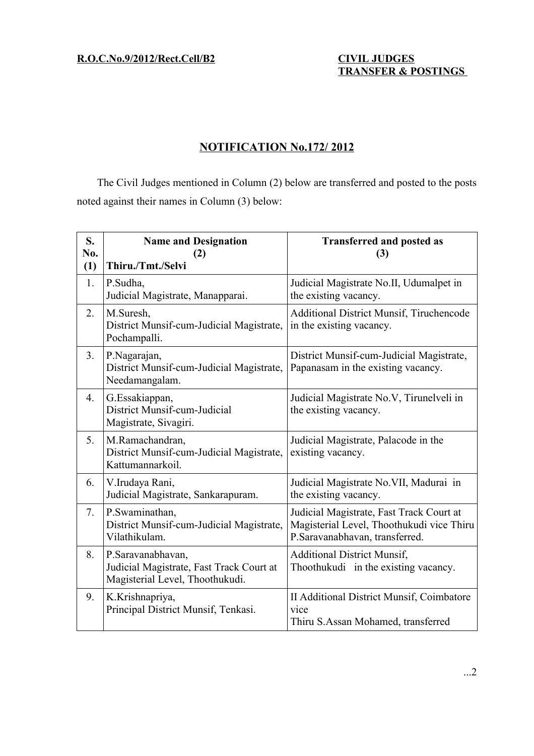**R.O.C.No.9/2012/Rect.Cell/B2**

**CIVIL JUDGES TRANSFER & POSTINGS**

## NOTIFICATION No.172/ 2012

The Civil Judges mentioned in Column (2) below are transferred and posted to the posts noted against their names in Column (3) below:

| S. No. (1) | Name and Designation (2) Thiru./Tmt./Selvi | Transferred and posted as (3) |
|---|---|---|
| 1. | P.Sudha, Judicial Magistrate, Manapparai. | Judicial Magistrate No.II, Udumalpet in the existing vacancy. |
| 2. | M.Suresh, District Munsif-cum-Judicial Magistrate, Pochampalli. | Additional District Munsif, Tiruchencode in the existing vacancy. |
| 3. | P.Nagarajan, District Munsif-cum-Judicial Magistrate, Needamangalam. | District Munsif-cum-Judicial Magistrate, Papanasam in the existing vacancy. |
| 4. | G.Essakiappan, District Munsif-cum-Judicial Magistrate, Sivagiri. | Judicial Magistrate No.V, Tirunelveli in the existing vacancy. |
| 5. | M.Ramachandran, District Munsif-cum-Judicial Magistrate, Kattumannarkoil. | Judicial Magistrate, Palacode in the existing vacancy. |
| 6. | V.Irudaya Rani, Judicial Magistrate, Sankarapuram. | Judicial Magistrate No.VII, Madurai in the existing vacancy. |
| 7. | P.Swaminathan, District Munsif-cum-Judicial Magistrate, Vilathikulam. | Judicial Magistrate, Fast Track Court at Magisterial Level, Thoothukudi vice Thiru P.Saravanabhavan, transferred. |
| 8. | P.Saravanabhavan, Judicial Magistrate, Fast Track Court at Magisterial Level, Thoothukudi. | Additional District Munsif, Thoothukudi in the existing vacancy. |
| 9. | K.Krishnapriya, Principal District Munsif, Tenkasi. | II Additional District Munsif, Coimbatore vice Thiru S.Assan Mohamed, transferred |

...2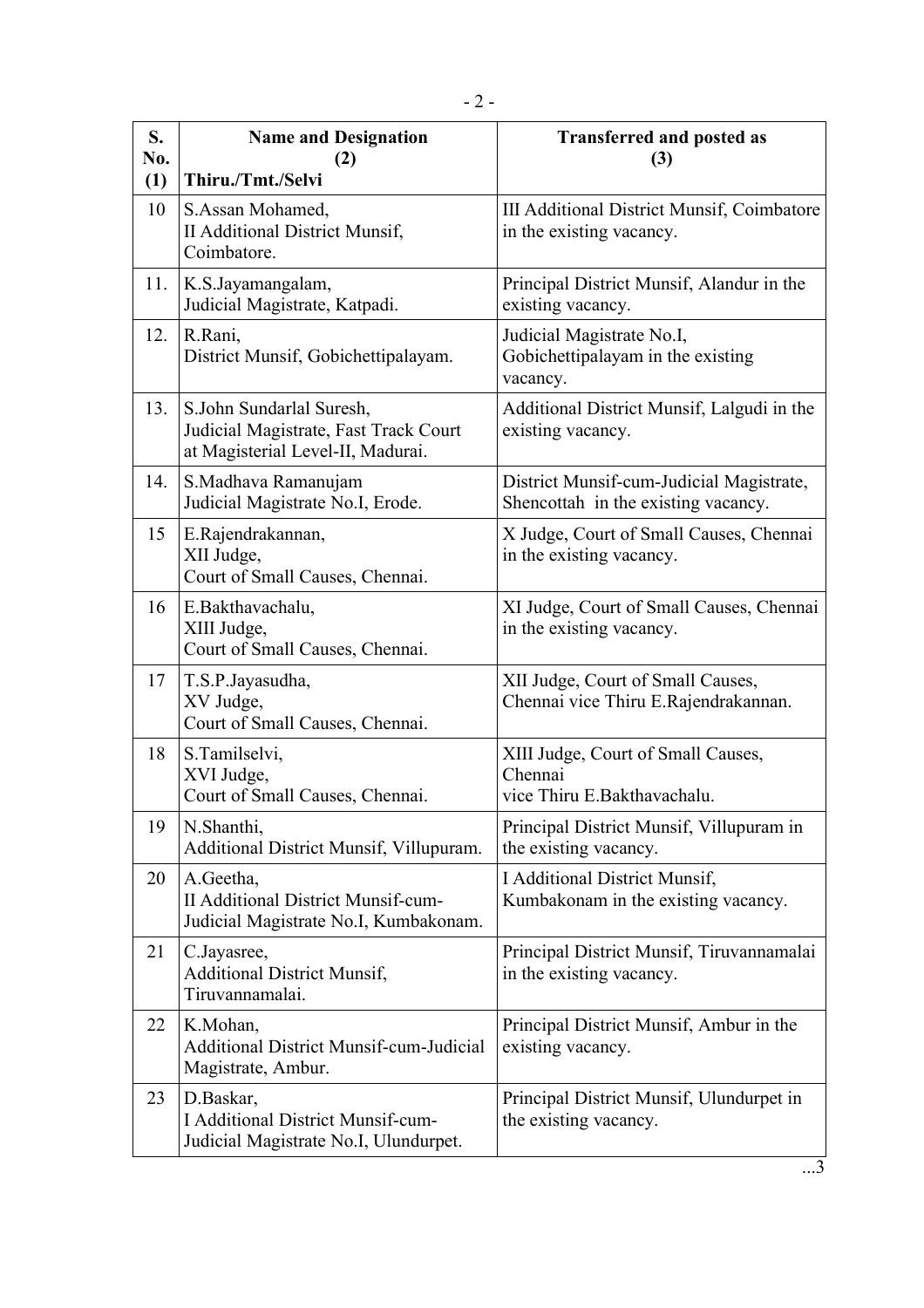| S. No. (1) | Name and Designation (2) Thiru./Tmt./Selvi | Transferred and posted as (3) |
|---|---|---|
| 10 | S.Assan Mohamed, II Additional District Munsif, Coimbatore. | III Additional District Munsif, Coimbatore in the existing vacancy. |
| 11. | K.S.Jayamangalam, Judicial Magistrate, Katpadi. | Principal District Munsif, Alandur in the existing vacancy. |
| 12. | R.Rani, District Munsif, Gobichettipalayam. | Judicial Magistrate No.I, Gobichettipalayam in the existing vacancy. |
| 13. | S.John Sundarlal Suresh, Judicial Magistrate, Fast Track Court at Magisterial Level-II, Madurai. | Additional District Munsif, Lalgudi in the existing vacancy. |
| 14. | S.Madhava Ramanujam Judicial Magistrate No.I, Erode. | District Munsif-cum-Judicial Magistrate, Shencottah in the existing vacancy. |
| 15 | E.Rajendrakannan, XII Judge, Court of Small Causes, Chennai. | X Judge, Court of Small Causes, Chennai in the existing vacancy. |
| 16 | E.Bakthavachalu, XIII Judge, Court of Small Causes, Chennai. | XI Judge, Court of Small Causes, Chennai in the existing vacancy. |
| 17 | T.S.P.Jayasudha, XV Judge, Court of Small Causes, Chennai. | XII Judge, Court of Small Causes, Chennai vice Thiru E.Rajendrakannan. |
| 18 | S.Tamilselvi, XVI Judge, Court of Small Causes, Chennai. | XIII Judge, Court of Small Causes, Chennai vice Thiru E.Bakthavachalu. |
| 19 | N.Shanthi, Additional District Munsif, Villupuram. | Principal District Munsif, Villupuram in the existing vacancy. |
| 20 | A.Geetha, II Additional District Munsif-cum-Judicial Magistrate No.I, Kumbakonam. | I Additional District Munsif, Kumbakonam in the existing vacancy. |
| 21 | C.Jayasree, Additional District Munsif, Tiruvannamalai. | Principal District Munsif, Tiruvannamalai in the existing vacancy. |
| 22 | K.Mohan, Additional District Munsif-cum-Judicial Magistrate, Ambur. | Principal District Munsif, Ambur in the existing vacancy. |
| 23 | D.Baskar, I Additional District Munsif-cum-Judicial Magistrate No.I, Ulundurpet. | Principal District Munsif, Ulundurpet in the existing vacancy. |

...3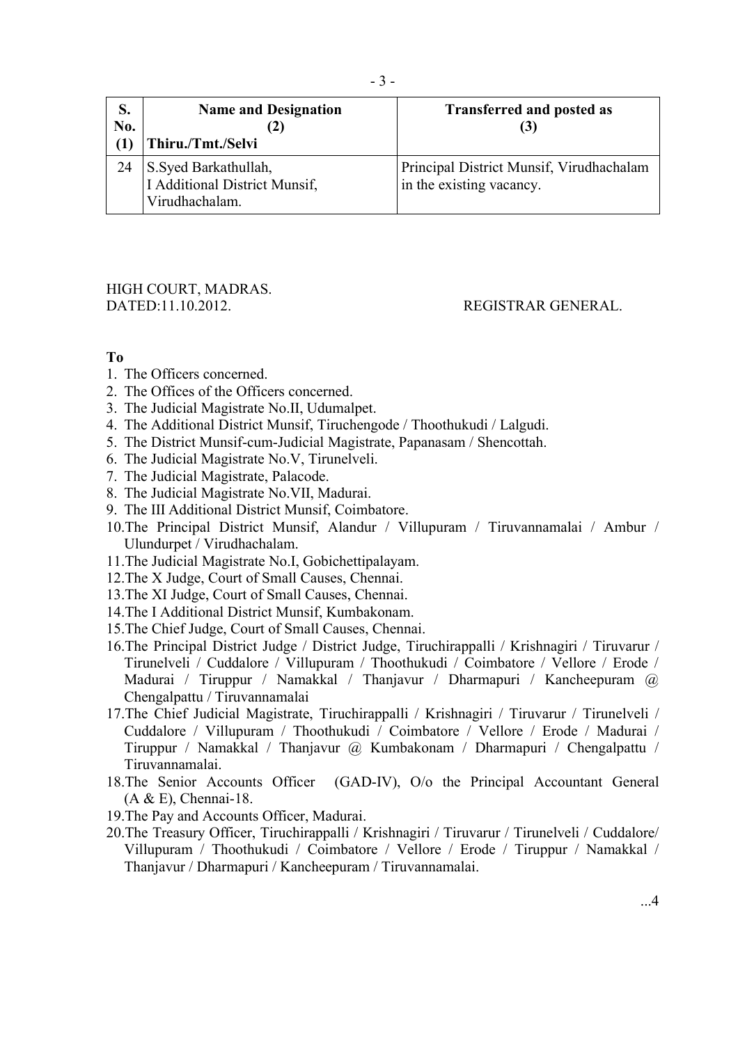| S. No. (1) | Name and Designation (2) Thiru./Tmt./Selvi | Transferred and posted as (3) |
|---|---|---|
| 24 | S.Syed Barkathullah, I Additional District Munsif, Virudhachalam. | Principal District Munsif, Virudhachalam in the existing vacancy. |

HIGH COURT, MADRAS.
DATED:11.10.2012.

REGISTRAR GENERAL.

**To**

1. The Officers concerned.
2. The Offices of the Officers concerned.
3. The Judicial Magistrate No.II, Udumalpet.
4. The Additional District Munsif, Tiruchengode / Thoothukudi / Lalgudi.
5. The District Munsif-cum-Judicial Magistrate, Papanasam / Shencottah.
6. The Judicial Magistrate No.V, Tirunelveli.
7. The Judicial Magistrate, Palacode.
8. The Judicial Magistrate No.VII, Madurai.
9. The III Additional District Munsif, Coimbatore.
10. The Principal District Munsif, Alandur / Villupuram / Tiruvannamalai / Ambur / Ulundurpet / Virudhachalam.
11. The Judicial Magistrate No.I, Gobichettipalayam.
12. The X Judge, Court of Small Causes, Chennai.
13. The XI Judge, Court of Small Causes, Chennai.
14. The I Additional District Munsif, Kumbakonam.
15. The Chief Judge, Court of Small Causes, Chennai.
16. The Principal District Judge / District Judge, Tiruchirappalli / Krishnagiri / Tiruvarur / Tirunelveli / Cuddalore / Villupuram / Thoothukudi / Coimbatore / Vellore / Erode / Madurai / Tiruppur / Namakkal / Thanjavur / Dharmapuri / Kancheepuram @ Chengalpattu / Tiruvannamalai
17. The Chief Judicial Magistrate, Tiruchirappalli / Krishnagiri / Tiruvarur / Tirunelveli / Cuddalore / Villupuram / Thoothukudi / Coimbatore / Vellore / Erode / Madurai / Tiruppur / Namakkal / Thanjavur @ Kumbakonam / Dharmapuri / Chengalpattu / Tiruvannamalai.
18. The Senior Accounts Officer (GAD-IV), O/o the Principal Accountant General (A & E), Chennai-18.
19. The Pay and Accounts Officer, Madurai.
20. The Treasury Officer, Tiruchirappalli / Krishnagiri / Tiruvarur / Tirunelveli / Cuddalore/ Villupuram / Thoothukudi / Coimbatore / Vellore / Erode / Tiruppur / Namakkal / Thanjavur / Dharmapuri / Kancheepuram / Tiruvannamalai.

...4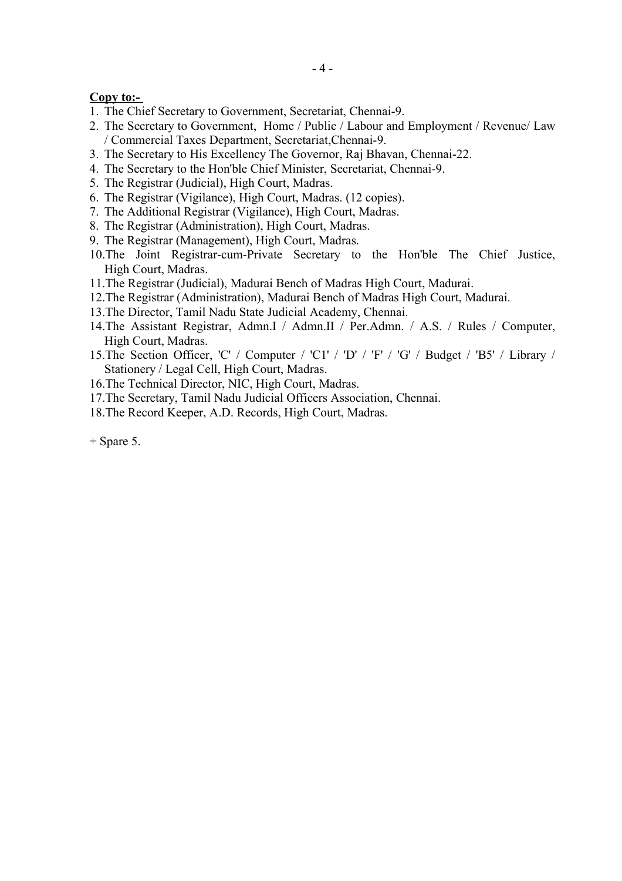**Copy to:-**

1. The Chief Secretary to Government, Secretariat, Chennai-9.
2. The Secretary to Government, Home / Public / Labour and Employment / Revenue/ Law / Commercial Taxes Department, Secretariat,Chennai-9.
3. The Secretary to His Excellency The Governor, Raj Bhavan, Chennai-22.
4. The Secretary to the Hon'ble Chief Minister, Secretariat, Chennai-9.
5. The Registrar (Judicial), High Court, Madras.
6. The Registrar (Vigilance), High Court, Madras. (12 copies).
7. The Additional Registrar (Vigilance), High Court, Madras.
8. The Registrar (Administration), High Court, Madras.
9. The Registrar (Management), High Court, Madras.
10. The Joint Registrar-cum-Private Secretary to the Hon'ble The Chief Justice, High Court, Madras.
11. The Registrar (Judicial), Madurai Bench of Madras High Court, Madurai.
12. The Registrar (Administration), Madurai Bench of Madras High Court, Madurai.
13. The Director, Tamil Nadu State Judicial Academy, Chennai.
14. The Assistant Registrar, Admn.I / Admn.II / Per.Admn. / A.S. / Rules / Computer, High Court, Madras.
15. The Section Officer, 'C' / Computer / 'C1' / 'D' / 'F' / 'G' / Budget / 'B5' / Library / Stationery / Legal Cell, High Court, Madras.
16. The Technical Director, NIC, High Court, Madras.
17. The Secretary, Tamil Nadu Judicial Officers Association, Chennai.
18. The Record Keeper, A.D. Records, High Court, Madras.

+ Spare 5.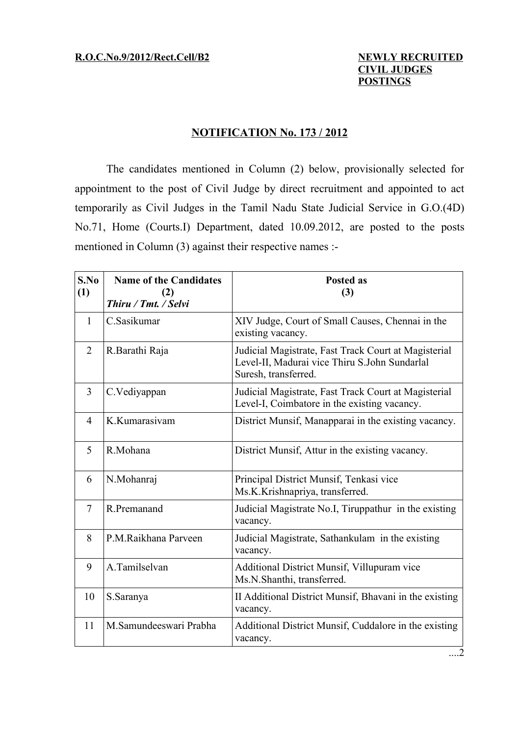**R.O.C.No.9/2012/Rect.Cell/B2**

**NEWLY RECRUITED CIVIL JUDGES POSTINGS**

## NOTIFICATION No. 173 / 2012

The candidates mentioned in Column (2) below, provisionally selected for appointment to the post of Civil Judge by direct recruitment and appointed to act temporarily as Civil Judges in the Tamil Nadu State Judicial Service in G.O.(4D) No.71, Home (Courts.I) Department, dated 10.09.2012, are posted to the posts mentioned in Column (3) against their respective names :-

| S.No (1) | Name of the Candidates (2) *Thiru / Tmt. / Selvi* | Posted as (3) |
|---|---|---|
| 1 | C.Sasikumar | XIV Judge, Court of Small Causes, Chennai in the existing vacancy. |
| 2 | R.Barathi Raja | Judicial Magistrate, Fast Track Court at Magisterial Level-II, Madurai vice Thiru S.John Sundarlal Suresh, transferred. |
| 3 | C.Vediyappan | Judicial Magistrate, Fast Track Court at Magisterial Level-I, Coimbatore in the existing vacancy. |
| 4 | K.Kumarasivam | District Munsif, Manapparai in the existing vacancy. |
| 5 | R.Mohana | District Munsif, Attur in the existing vacancy. |
| 6 | N.Mohanraj | Principal District Munsif, Tenkasi vice Ms.K.Krishnapriya, transferred. |
| 7 | R.Premanand | Judicial Magistrate No.I, Tiruppathur in the existing vacancy. |
| 8 | P.M.Raikhana Parveen | Judicial Magistrate, Sathankulam in the existing vacancy. |
| 9 | A.Tamilselvan | Additional District Munsif, Villupuram vice Ms.N.Shanthi, transferred. |
| 10 | S.Saranya | II Additional District Munsif, Bhavani in the existing vacancy. |
| 11 | M.Samundeeswari Prabha | Additional District Munsif, Cuddalore in the existing vacancy. |

....2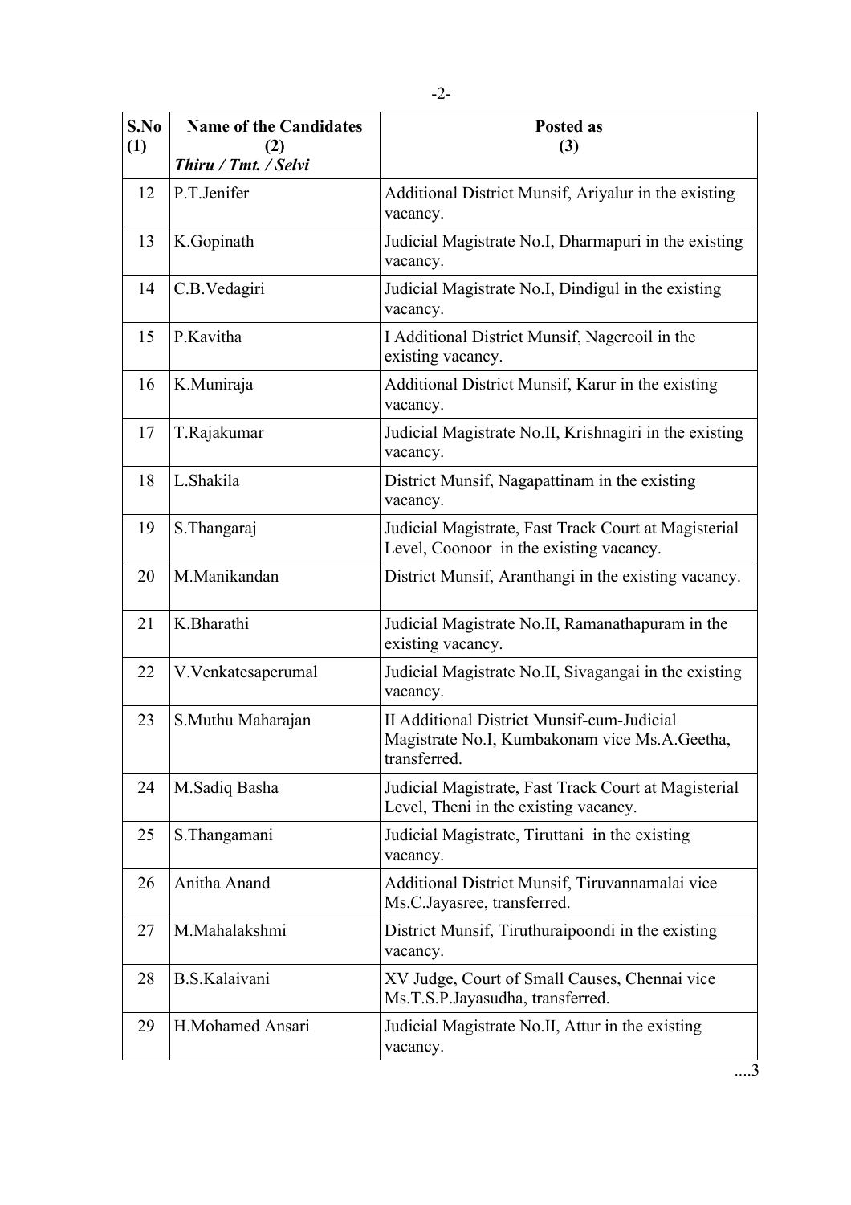| S.No (1) | Name of the Candidates (2) *Thiru / Tmt. / Selvi* | Posted as (3) |
|---|---|---|
| 12 | P.T.Jenifer | Additional District Munsif, Ariyalur in the existing vacancy. |
| 13 | K.Gopinath | Judicial Magistrate No.I, Dharmapuri in the existing vacancy. |
| 14 | C.B.Vedagiri | Judicial Magistrate No.I, Dindigul in the existing vacancy. |
| 15 | P.Kavitha | I Additional District Munsif, Nagercoil in the existing vacancy. |
| 16 | K.Muniraja | Additional District Munsif, Karur in the existing vacancy. |
| 17 | T.Rajakumar | Judicial Magistrate No.II, Krishnagiri in the existing vacancy. |
| 18 | L.Shakila | District Munsif, Nagapattinam in the existing vacancy. |
| 19 | S.Thangaraj | Judicial Magistrate, Fast Track Court at Magisterial Level, Coonoor in the existing vacancy. |
| 20 | M.Manikandan | District Munsif, Aranthangi in the existing vacancy. |
| 21 | K.Bharathi | Judicial Magistrate No.II, Ramanathapuram in the existing vacancy. |
| 22 | V.Venkatesaperumal | Judicial Magistrate No.II, Sivagangai in the existing vacancy. |
| 23 | S.Muthu Maharajan | II Additional District Munsif-cum-Judicial Magistrate No.I, Kumbakonam vice Ms.A.Geetha, transferred. |
| 24 | M.Sadiq Basha | Judicial Magistrate, Fast Track Court at Magisterial Level, Theni in the existing vacancy. |
| 25 | S.Thangamani | Judicial Magistrate, Tiruttani in the existing vacancy. |
| 26 | Anitha Anand | Additional District Munsif, Tiruvannamalai vice Ms.C.Jayasree, transferred. |
| 27 | M.Mahalakshmi | District Munsif, Tiruthuraipoondi in the existing vacancy. |
| 28 | B.S.Kalaivani | XV Judge, Court of Small Causes, Chennai vice Ms.T.S.P.Jayasudha, transferred. |
| 29 | H.Mohamed Ansari | Judicial Magistrate No.II, Attur in the existing vacancy. |

....3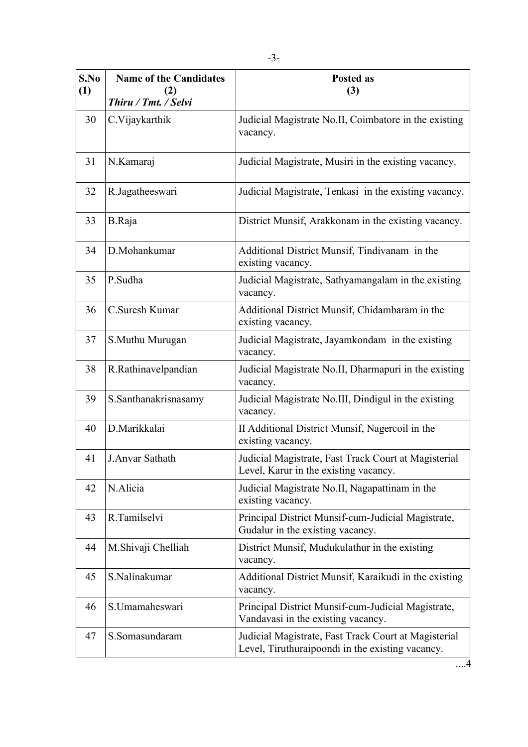| S.No (1) | Name of the Candidates (2) *Thiru / Tmt. / Selvi* | Posted as (3) |
|---|---|---|
| 30 | C.Vijaykarthik | Judicial Magistrate No.II, Coimbatore in the existing vacancy. |
| 31 | N.Kamaraj | Judicial Magistrate, Musiri in the existing vacancy. |
| 32 | R.Jagatheeswari | Judicial Magistrate, Tenkasi in the existing vacancy. |
| 33 | B.Raja | District Munsif, Arakkonam in the existing vacancy. |
| 34 | D.Mohankumar | Additional District Munsif, Tindivanam in the existing vacancy. |
| 35 | P.Sudha | Judicial Magistrate, Sathyamangalam in the existing vacancy. |
| 36 | C.Suresh Kumar | Additional District Munsif, Chidambaram in the existing vacancy. |
| 37 | S.Muthu Murugan | Judicial Magistrate, Jayamkondam in the existing vacancy. |
| 38 | R.Rathinavelpandian | Judicial Magistrate No.II, Dharmapuri in the existing vacancy. |
| 39 | S.Santhanakrisnasamy | Judicial Magistrate No.III, Dindigul in the existing vacancy. |
| 40 | D.Marikkalai | II Additional District Munsif, Nagercoil in the existing vacancy. |
| 41 | J.Anvar Sathath | Judicial Magistrate, Fast Track Court at Magisterial Level, Karur in the existing vacancy. |
| 42 | N.Alicia | Judicial Magistrate No.II, Nagapattinam in the existing vacancy. |
| 43 | R.Tamilselvi | Principal District Munsif-cum-Judicial Magistrate, Gudalur in the existing vacancy. |
| 44 | M.Shivaji Chelliah | District Munsif, Mudukulathur in the existing vacancy. |
| 45 | S.Nalinakumar | Additional District Munsif, Karaikudi in the existing vacancy. |
| 46 | S.Umamaheswari | Principal District Munsif-cum-Judicial Magistrate, Vandavasi in the existing vacancy. |
| 47 | S.Somasundaram | Judicial Magistrate, Fast Track Court at Magisterial Level, Tiruthuraipoondi in the existing vacancy. |

....4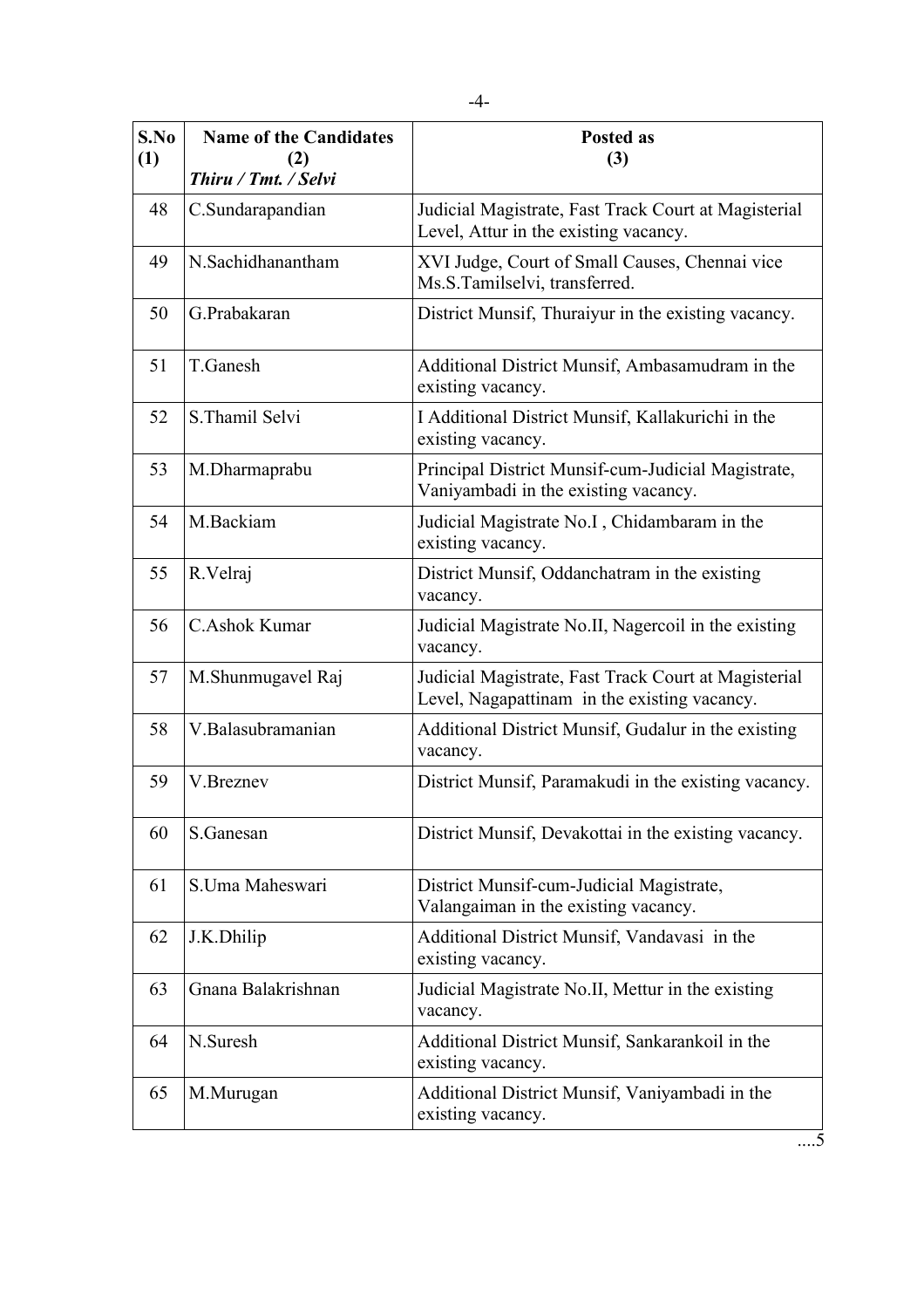| S.No (1) | Name of the Candidates (2) *Thiru / Tmt. / Selvi* | Posted as (3) |
|---|---|---|
| 48 | C.Sundarapandian | Judicial Magistrate, Fast Track Court at Magisterial Level, Attur in the existing vacancy. |
| 49 | N.Sachidhanantham | XVI Judge, Court of Small Causes, Chennai vice Ms.S.Tamilselvi, transferred. |
| 50 | G.Prabakaran | District Munsif, Thuraiyur in the existing vacancy. |
| 51 | T.Ganesh | Additional District Munsif, Ambasamudram in the existing vacancy. |
| 52 | S.Thamil Selvi | I Additional District Munsif, Kallakurichi in the existing vacancy. |
| 53 | M.Dharmaprabu | Principal District Munsif-cum-Judicial Magistrate, Vaniyambadi in the existing vacancy. |
| 54 | M.Backiam | Judicial Magistrate No.I , Chidambaram in the existing vacancy. |
| 55 | R.Velraj | District Munsif, Oddanchatram in the existing vacancy. |
| 56 | C.Ashok Kumar | Judicial Magistrate No.II, Nagercoil in the existing vacancy. |
| 57 | M.Shunmugavel Raj | Judicial Magistrate, Fast Track Court at Magisterial Level, Nagapattinam in the existing vacancy. |
| 58 | V.Balasubramanian | Additional District Munsif, Gudalur in the existing vacancy. |
| 59 | V.Breznev | District Munsif, Paramakudi in the existing vacancy. |
| 60 | S.Ganesan | District Munsif, Devakottai in the existing vacancy. |
| 61 | S.Uma Maheswari | District Munsif-cum-Judicial Magistrate, Valangaiman in the existing vacancy. |
| 62 | J.K.Dhilip | Additional District Munsif, Vandavasi in the existing vacancy. |
| 63 | Gnana Balakrishnan | Judicial Magistrate No.II, Mettur in the existing vacancy. |
| 64 | N.Suresh | Additional District Munsif, Sankarankoil in the existing vacancy. |
| 65 | M.Murugan | Additional District Munsif, Vaniyambadi in the existing vacancy. |

....5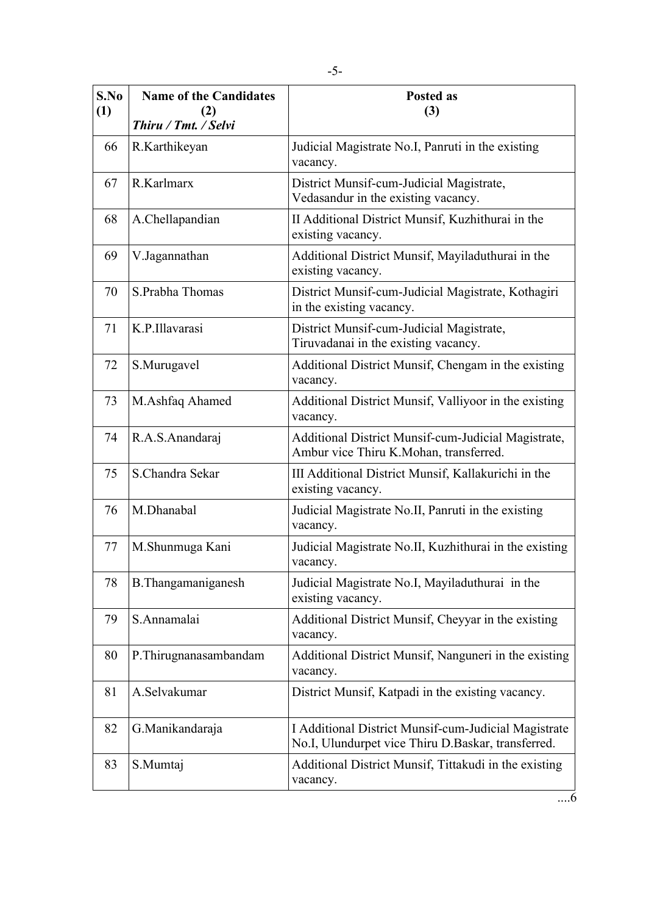| S.No (1) | Name of the Candidates (2) *Thiru / Tmt. / Selvi* | Posted as (3) |
|---|---|---|
| 66 | R.Karthikeyan | Judicial Magistrate No.I, Panruti in the existing vacancy. |
| 67 | R.Karlmarx | District Munsif-cum-Judicial Magistrate, Vedasandur in the existing vacancy. |
| 68 | A.Chellapandian | II Additional District Munsif, Kuzhithurai in the existing vacancy. |
| 69 | V.Jagannathan | Additional District Munsif, Mayiladuthurai in the existing vacancy. |
| 70 | S.Prabha Thomas | District Munsif-cum-Judicial Magistrate, Kothagiri in the existing vacancy. |
| 71 | K.P.Illavarasi | District Munsif-cum-Judicial Magistrate, Tiruvadanai in the existing vacancy. |
| 72 | S.Murugavel | Additional District Munsif, Chengam in the existing vacancy. |
| 73 | M.Ashfaq Ahamed | Additional District Munsif, Valliyoor in the existing vacancy. |
| 74 | R.A.S.Anandaraj | Additional District Munsif-cum-Judicial Magistrate, Ambur vice Thiru K.Mohan, transferred. |
| 75 | S.Chandra Sekar | III Additional District Munsif, Kallakurichi in the existing vacancy. |
| 76 | M.Dhanabal | Judicial Magistrate No.II, Panruti in the existing vacancy. |
| 77 | M.Shunmuga Kani | Judicial Magistrate No.II, Kuzhithurai in the existing vacancy. |
| 78 | B.Thangamaniganesh | Judicial Magistrate No.I, Mayiladuthurai in the existing vacancy. |
| 79 | S.Annamalai | Additional District Munsif, Cheyyar in the existing vacancy. |
| 80 | P.Thirugnanasambandam | Additional District Munsif, Nanguneri in the existing vacancy. |
| 81 | A.Selvakumar | District Munsif, Katpadi in the existing vacancy. |
| 82 | G.Manikandaraja | I Additional District Munsif-cum-Judicial Magistrate No.I, Ulundurpet vice Thiru D.Baskar, transferred. |
| 83 | S.Mumtaj | Additional District Munsif, Tittakudi in the existing vacancy. |

....6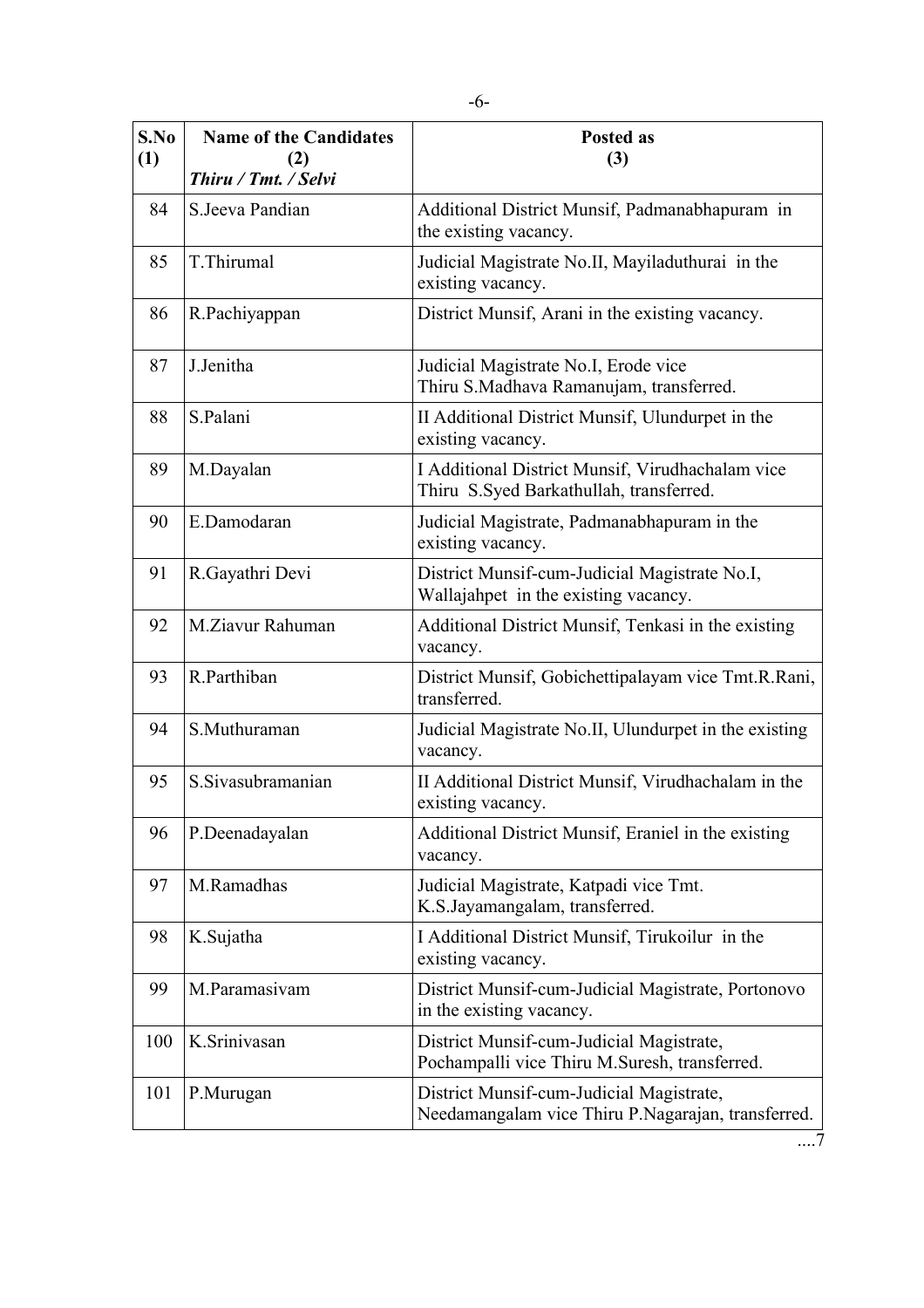| S.No (1) | Name of the Candidates (2) *Thiru / Tmt. / Selvi* | Posted as (3) |
|---|---|---|
| 84 | S.Jeeva Pandian | Additional District Munsif, Padmanabhapuram in the existing vacancy. |
| 85 | T.Thirumal | Judicial Magistrate No.II, Mayiladuthurai in the existing vacancy. |
| 86 | R.Pachiyappan | District Munsif, Arani in the existing vacancy. |
| 87 | J.Jenitha | Judicial Magistrate No.I, Erode vice Thiru S.Madhava Ramanujam, transferred. |
| 88 | S.Palani | II Additional District Munsif, Ulundurpet in the existing vacancy. |
| 89 | M.Dayalan | I Additional District Munsif, Virudhachalam vice Thiru S.Syed Barkathullah, transferred. |
| 90 | E.Damodaran | Judicial Magistrate, Padmanabhapuram in the existing vacancy. |
| 91 | R.Gayathri Devi | District Munsif-cum-Judicial Magistrate No.I, Wallajahpet in the existing vacancy. |
| 92 | M.Ziavur Rahuman | Additional District Munsif, Tenkasi in the existing vacancy. |
| 93 | R.Parthiban | District Munsif, Gobichettipalayam vice Tmt.R.Rani, transferred. |
| 94 | S.Muthuraman | Judicial Magistrate No.II, Ulundurpet in the existing vacancy. |
| 95 | S.Sivasubramanian | II Additional District Munsif, Virudhachalam in the existing vacancy. |
| 96 | P.Deenadayalan | Additional District Munsif, Eraniel in the existing vacancy. |
| 97 | M.Ramadhas | Judicial Magistrate, Katpadi vice Tmt. K.S.Jayamangalam, transferred. |
| 98 | K.Sujatha | I Additional District Munsif, Tirukoilur in the existing vacancy. |
| 99 | M.Paramasivam | District Munsif-cum-Judicial Magistrate, Portonovo in the existing vacancy. |
| 100 | K.Srinivasan | District Munsif-cum-Judicial Magistrate, Pochampalli vice Thiru M.Suresh, transferred. |
| 101 | P.Murugan | District Munsif-cum-Judicial Magistrate, Needamangalam vice Thiru P.Nagarajan, transferred. |

....7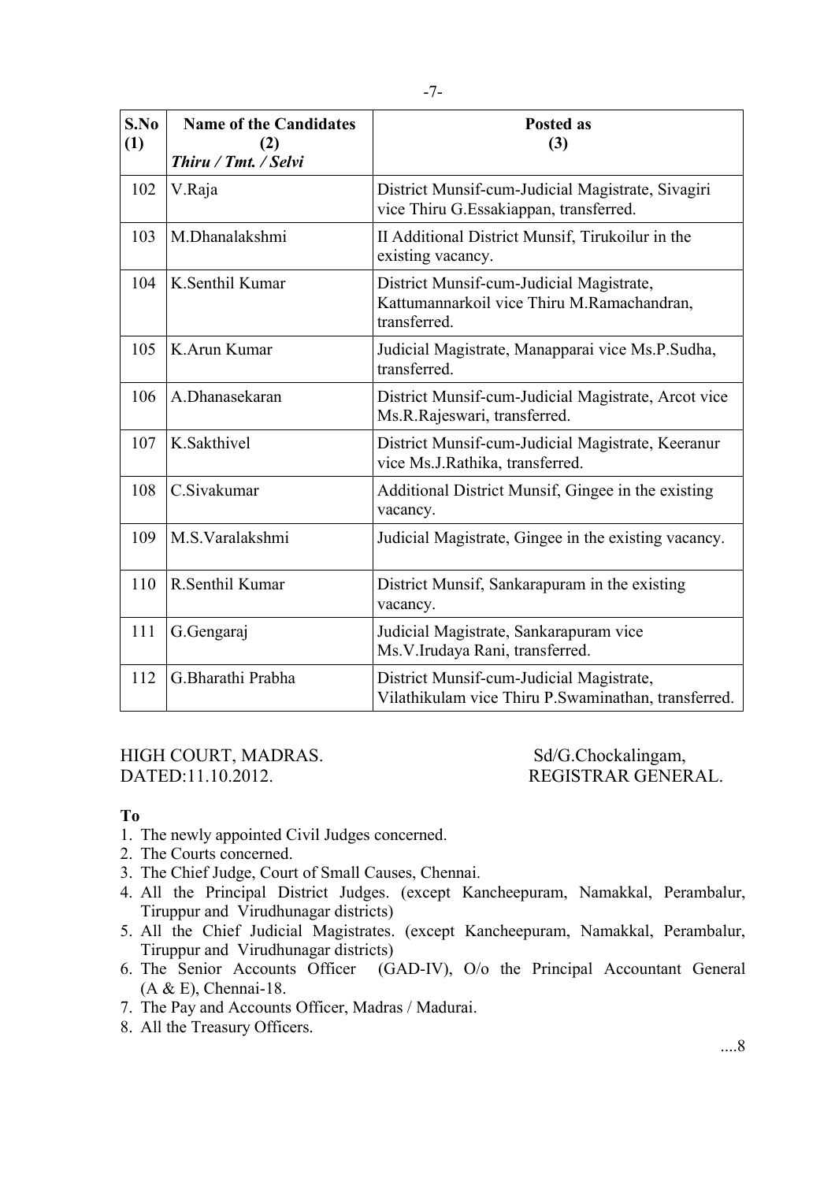| S.No (1) | Name of the Candidates (2) *Thiru / Tmt. / Selvi* | Posted as (3) |
|---|---|---|
| 102 | V.Raja | District Munsif-cum-Judicial Magistrate, Sivagiri vice Thiru G.Essakiappan, transferred. |
| 103 | M.Dhanalakshmi | II Additional District Munsif, Tirukoilur in the existing vacancy. |
| 104 | K.Senthil Kumar | District Munsif-cum-Judicial Magistrate, Kattumannarkoil vice Thiru M.Ramachandran, transferred. |
| 105 | K.Arun Kumar | Judicial Magistrate, Manapparai vice Ms.P.Sudha, transferred. |
| 106 | A.Dhanasekaran | District Munsif-cum-Judicial Magistrate, Arcot vice Ms.R.Rajeswari, transferred. |
| 107 | K.Sakthivel | District Munsif-cum-Judicial Magistrate, Keeranur vice Ms.J.Rathika, transferred. |
| 108 | C.Sivakumar | Additional District Munsif, Gingee in the existing vacancy. |
| 109 | M.S.Varalakshmi | Judicial Magistrate, Gingee in the existing vacancy. |
| 110 | R.Senthil Kumar | District Munsif, Sankarapuram in the existing vacancy. |
| 111 | G.Gengaraj | Judicial Magistrate, Sankarapuram vice Ms.V.Irudaya Rani, transferred. |
| 112 | G.Bharathi Prabha | District Munsif-cum-Judicial Magistrate, Vilathikulam vice Thiru P.Swaminathan, transferred. |

HIGH COURT, MADRAS.
DATED:11.10.2012.

Sd/G.Chockalingam,
REGISTRAR GENERAL.

**To**

1. The newly appointed Civil Judges concerned.
2. The Courts concerned.
3. The Chief Judge, Court of Small Causes, Chennai.
4. All the Principal District Judges. (except Kancheepuram, Namakkal, Perambalur, Tiruppur and Virudhunagar districts)
5. All the Chief Judicial Magistrates. (except Kancheepuram, Namakkal, Perambalur, Tiruppur and Virudhunagar districts)
6. The Senior Accounts Officer (GAD-IV), O/o the Principal Accountant General (A & E), Chennai-18.
7. The Pay and Accounts Officer, Madras / Madurai.
8. All the Treasury Officers.

....8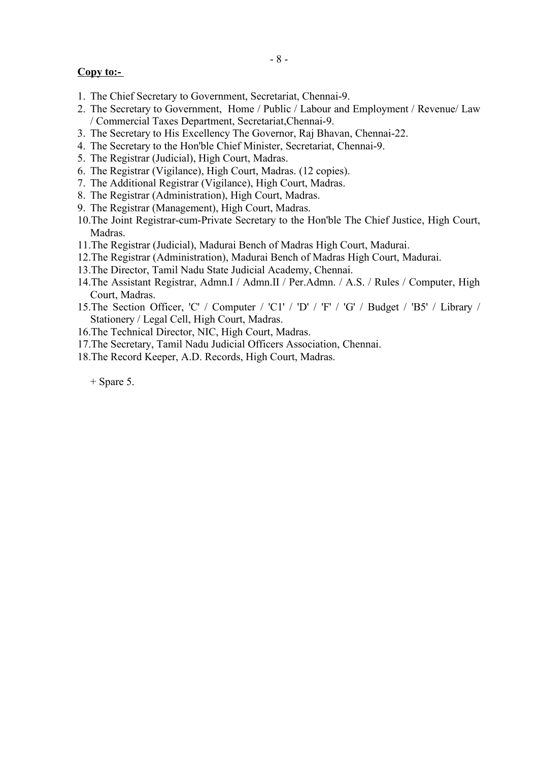**Copy to:-**

1. The Chief Secretary to Government, Secretariat, Chennai-9.
2. The Secretary to Government, Home / Public / Labour and Employment / Revenue/ Law / Commercial Taxes Department, Secretariat,Chennai-9.
3. The Secretary to His Excellency The Governor, Raj Bhavan, Chennai-22.
4. The Secretary to the Hon'ble Chief Minister, Secretariat, Chennai-9.
5. The Registrar (Judicial), High Court, Madras.
6. The Registrar (Vigilance), High Court, Madras. (12 copies).
7. The Additional Registrar (Vigilance), High Court, Madras.
8. The Registrar (Administration), High Court, Madras.
9. The Registrar (Management), High Court, Madras.
10. The Joint Registrar-cum-Private Secretary to the Hon'ble The Chief Justice, High Court, Madras.
11. The Registrar (Judicial), Madurai Bench of Madras High Court, Madurai.
12. The Registrar (Administration), Madurai Bench of Madras High Court, Madurai.
13. The Director, Tamil Nadu State Judicial Academy, Chennai.
14. The Assistant Registrar, Admn.I / Admn.II / Per.Admn. / A.S. / Rules / Computer, High Court, Madras.
15. The Section Officer, 'C' / Computer / 'C1' / 'D' / 'F' / 'G' / Budget / 'B5' / Library / Stationery / Legal Cell, High Court, Madras.
16. The Technical Director, NIC, High Court, Madras.
17. The Secretary, Tamil Nadu Judicial Officers Association, Chennai.
18. The Record Keeper, A.D. Records, High Court, Madras.

+ Spare 5.